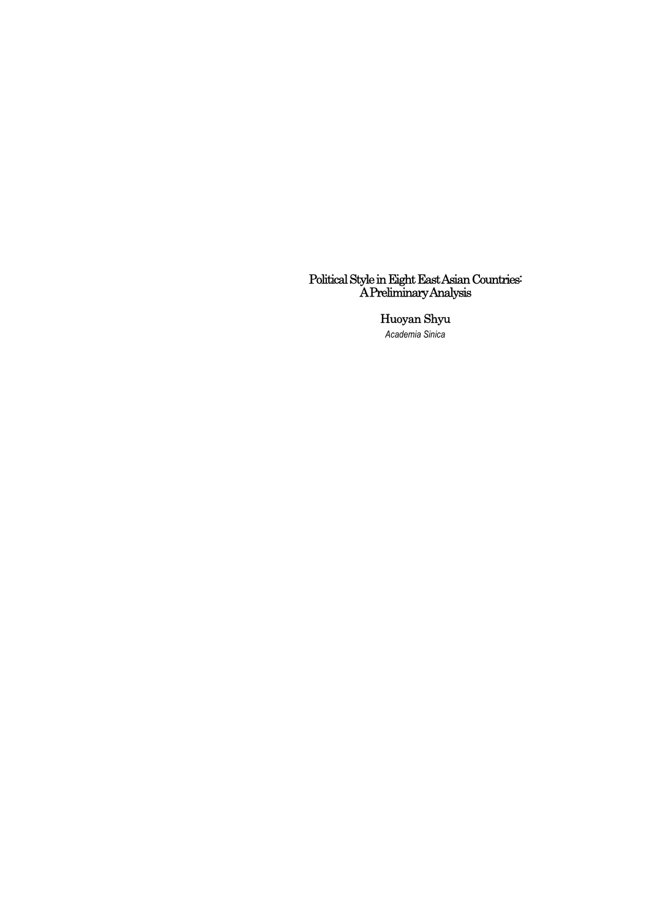# Political Style in Eight East Asian Countries: A Preliminary Analysis

Huoyan Shyu

*Academia Sinica*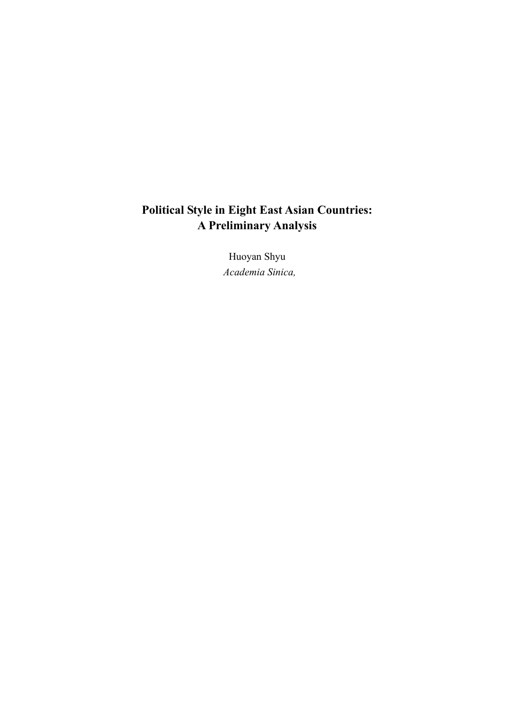# Political Style in Eight East Asian Countries: A Preliminary Analysis

Huoyan Shyu

*Academia Sinica,*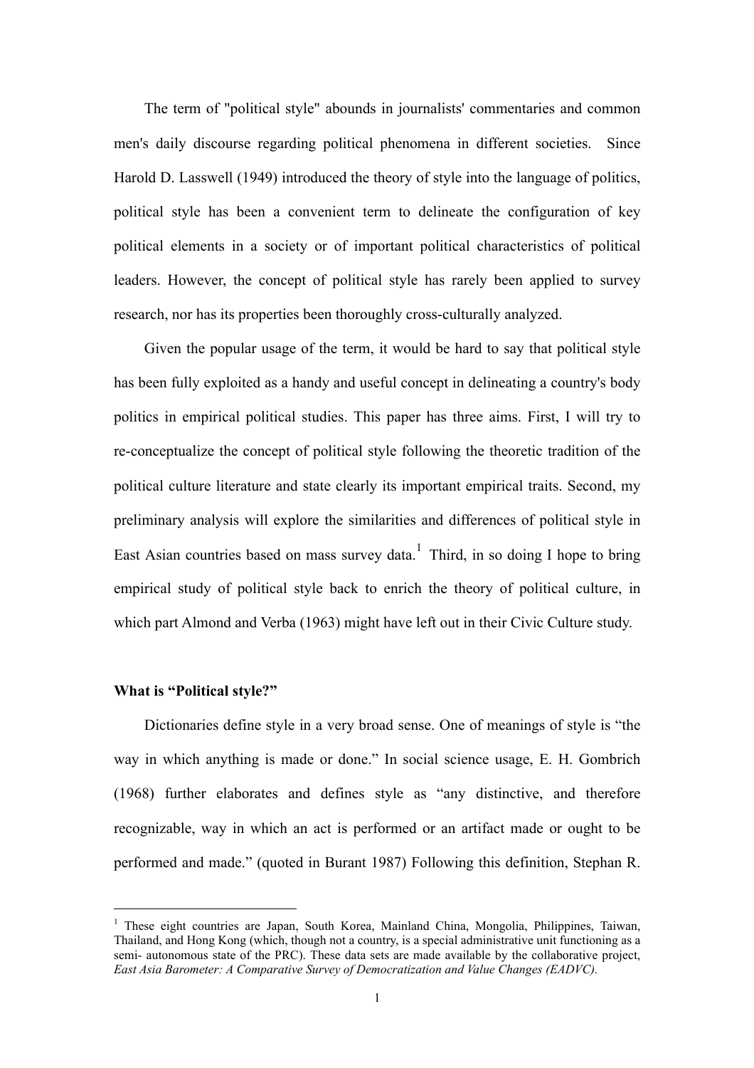The term of "political style" abounds in journalists' commentaries and common men's daily discourse regarding political phenomena in different societies. Since Harold D. Lasswell (1949) introduced the theory of style into the language of politics, political style has been a convenient term to delineate the configuration of key political elements in a society or of important political characteristics of political leaders. However, the concept of political style has rarely been applied to survey research, nor has its properties been thoroughly cross-culturally analyzed.

Given the popular usage of the term, it would be hard to say that political style has been fully exploited as a handy and useful concept in delineating a country's body politics in empirical political studies. This paper has three aims. First, I will try to re-conceptualize the concept of political style following the theoretic tradition of the political culture literature and state clearly its important empirical traits. Second, my preliminary analysis will explore the similarities and differences of political style in East Asian countries based on mass survey data.[1] Third, in so doing I hope to bring empirical study of political style back to enrich the theory of political culture, in which part Almond and Verba (1963) might have left out in their Civic Culture study.

**What is "Political style?"**

Dictionaries define style in a very broad sense. One of meanings of style is "the way in which anything is made or done." In social science usage, E. H. Gombrich (1968) further elaborates and defines style as "any distinctive, and therefore recognizable, way in which an act is performed or an artifact made or ought to be performed and made." (quoted in Burant 1987) Following this definition, Stephan R.

[1] These eight countries are Japan, South Korea, Mainland China, Mongolia, Philippines, Taiwan, Thailand, and Hong Kong (which, though not a country, is a special administrative unit functioning as a semi- autonomous state of the PRC). These data sets are made available by the collaborative project, *East Asia Barometer: A Comparative Survey of Democratization and Value Changes (EADVC).*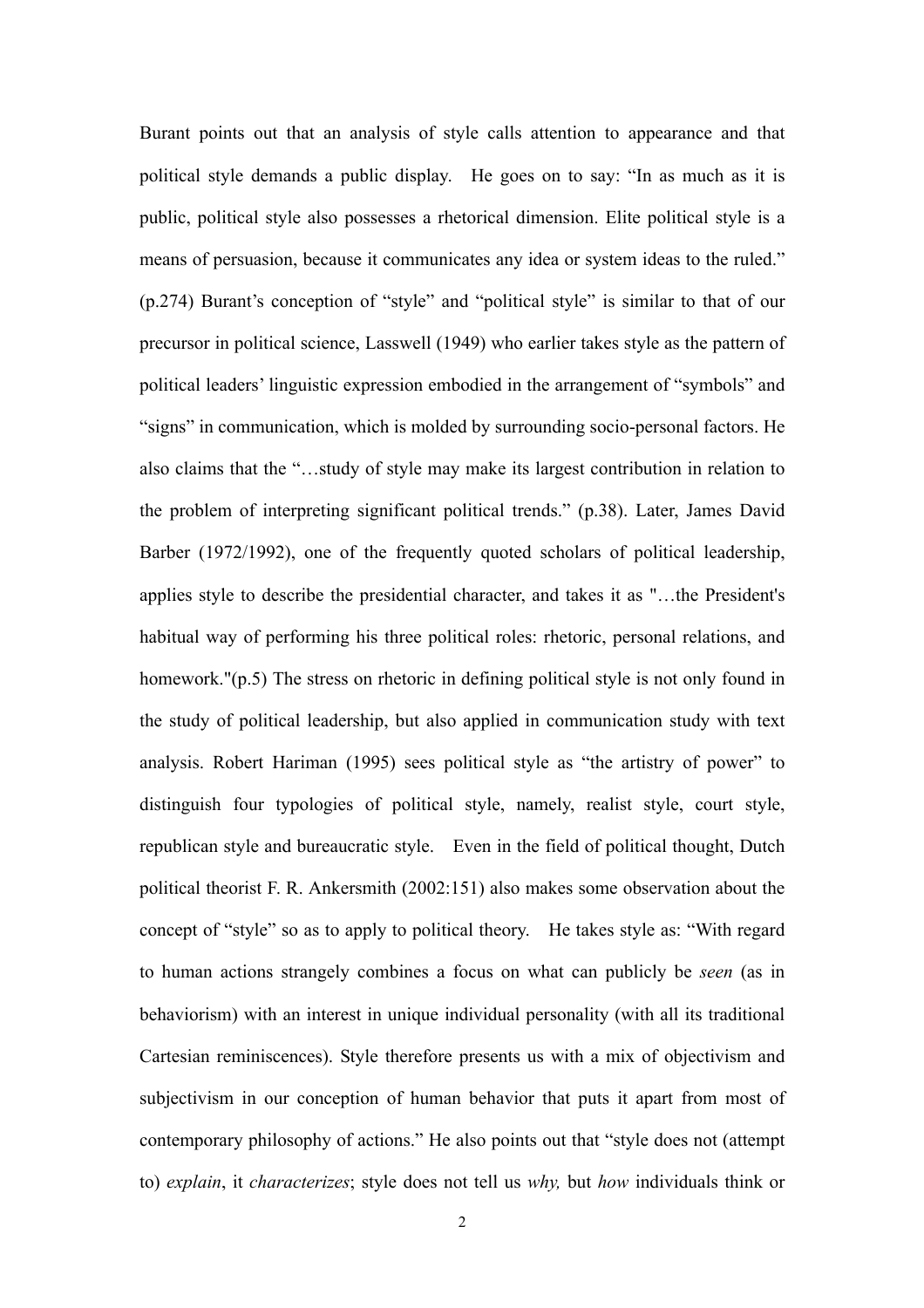Burant points out that an analysis of style calls attention to appearance and that political style demands a public display. He goes on to say: "In as much as it is public, political style also possesses a rhetorical dimension. Elite political style is a means of persuasion, because it communicates any idea or system ideas to the ruled." (p.274) Burant's conception of "style" and "political style" is similar to that of our precursor in political science, Lasswell (1949) who earlier takes style as the pattern of political leaders' linguistic expression embodied in the arrangement of "symbols" and "signs" in communication, which is molded by surrounding socio-personal factors. He also claims that the "…study of style may make its largest contribution in relation to the problem of interpreting significant political trends." (p.38). Later, James David Barber (1972/1992), one of the frequently quoted scholars of political leadership, applies style to describe the presidential character, and takes it as "…the President's habitual way of performing his three political roles: rhetoric, personal relations, and homework."(p.5) The stress on rhetoric in defining political style is not only found in the study of political leadership, but also applied in communication study with text analysis. Robert Hariman (1995) sees political style as "the artistry of power" to distinguish four typologies of political style, namely, realist style, court style, republican style and bureaucratic style. Even in the field of political thought, Dutch political theorist F. R. Ankersmith (2002:151) also makes some observation about the concept of "style" so as to apply to political theory. He takes style as: "With regard to human actions strangely combines a focus on what can publicly be *seen* (as in behaviorism) with an interest in unique individual personality (with all its traditional Cartesian reminiscences). Style therefore presents us with a mix of objectivism and subjectivism in our conception of human behavior that puts it apart from most of contemporary philosophy of actions." He also points out that "style does not (attempt to) *explain*, it *characterizes*; style does not tell us *why,* but *how* individuals think or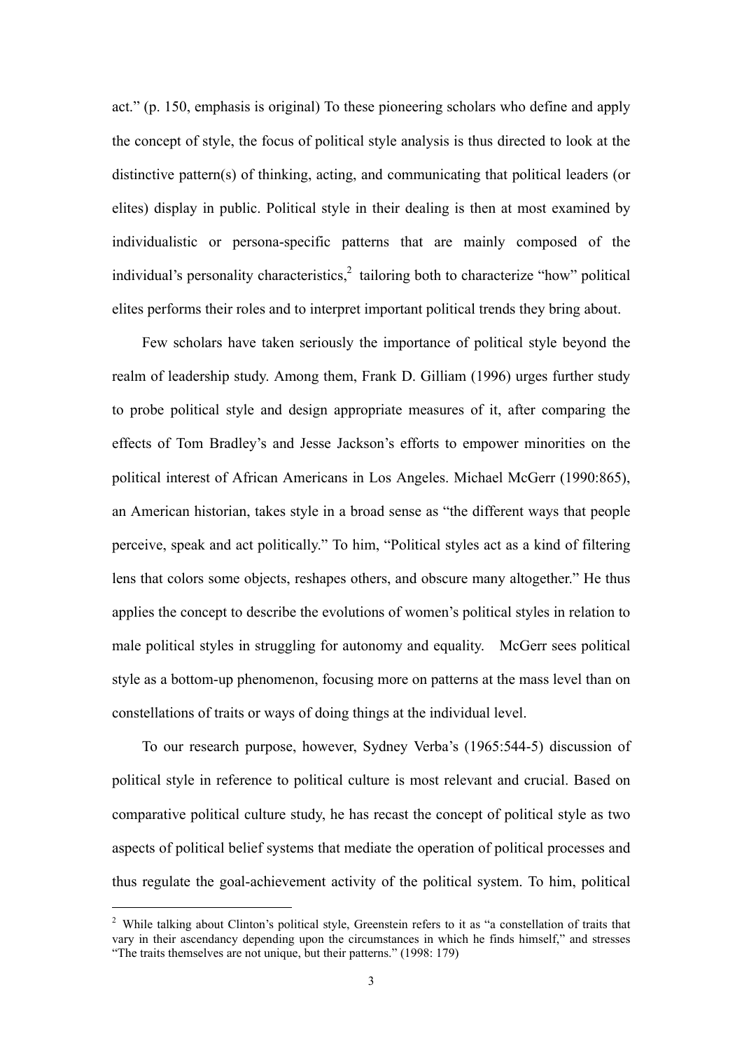act." (p. 150, emphasis is original) To these pioneering scholars who define and apply the concept of style, the focus of political style analysis is thus directed to look at the distinctive pattern(s) of thinking, acting, and communicating that political leaders (or elites) display in public. Political style in their dealing is then at most examined by individualistic or persona-specific patterns that are mainly composed of the individual's personality characteristics,[2] tailoring both to characterize "how" political elites performs their roles and to interpret important political trends they bring about.

Few scholars have taken seriously the importance of political style beyond the realm of leadership study. Among them, Frank D. Gilliam (1996) urges further study to probe political style and design appropriate measures of it, after comparing the effects of Tom Bradley's and Jesse Jackson's efforts to empower minorities on the political interest of African Americans in Los Angeles. Michael McGerr (1990:865), an American historian, takes style in a broad sense as "the different ways that people perceive, speak and act politically." To him, "Political styles act as a kind of filtering lens that colors some objects, reshapes others, and obscure many altogether." He thus applies the concept to describe the evolutions of women's political styles in relation to male political styles in struggling for autonomy and equality. McGerr sees political style as a bottom-up phenomenon, focusing more on patterns at the mass level than on constellations of traits or ways of doing things at the individual level.

To our research purpose, however, Sydney Verba's (1965:544-5) discussion of political style in reference to political culture is most relevant and crucial. Based on comparative political culture study, he has recast the concept of political style as two aspects of political belief systems that mediate the operation of political processes and thus regulate the goal-achievement activity of the political system. To him, political

[2] While talking about Clinton's political style, Greenstein refers to it as "a constellation of traits that vary in their ascendancy depending upon the circumstances in which he finds himself," and stresses "The traits themselves are not unique, but their patterns." (1998: 179)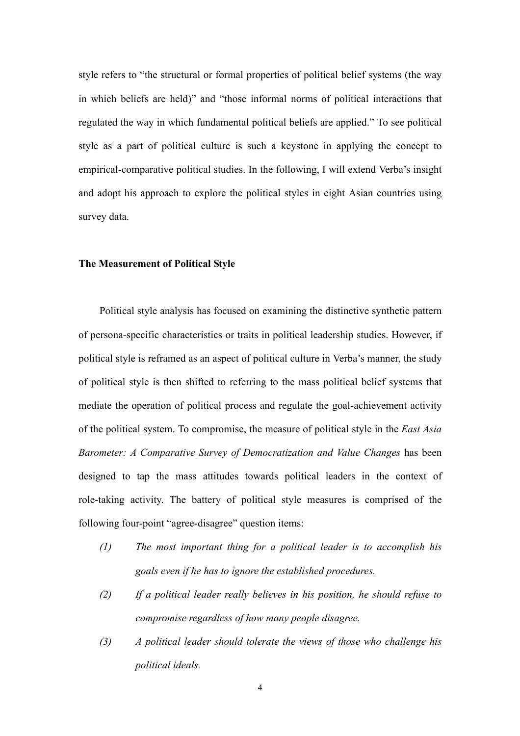style refers to "the structural or formal properties of political belief systems (the way in which beliefs are held)" and "those informal norms of political interactions that regulated the way in which fundamental political beliefs are applied." To see political style as a part of political culture is such a keystone in applying the concept to empirical-comparative political studies. In the following, I will extend Verba's insight and adopt his approach to explore the political styles in eight Asian countries using survey data.

**The Measurement of Political Style**

Political style analysis has focused on examining the distinctive synthetic pattern of persona-specific characteristics or traits in political leadership studies. However, if political style is reframed as an aspect of political culture in Verba's manner, the study of political style is then shifted to referring to the mass political belief systems that mediate the operation of political process and regulate the goal-achievement activity of the political system. To compromise, the measure of political style in the *East Asia Barometer: A Comparative Survey of Democratization and Value Changes* has been designed to tap the mass attitudes towards political leaders in the context of role-taking activity. The battery of political style measures is comprised of the following four-point "agree-disagree" question items:

*(1) The most important thing for a political leader is to accomplish his goals even if he has to ignore the established procedures.*

*(2) If a political leader really believes in his position, he should refuse to compromise regardless of how many people disagree.*

*(3) A political leader should tolerate the views of those who challenge his political ideals.*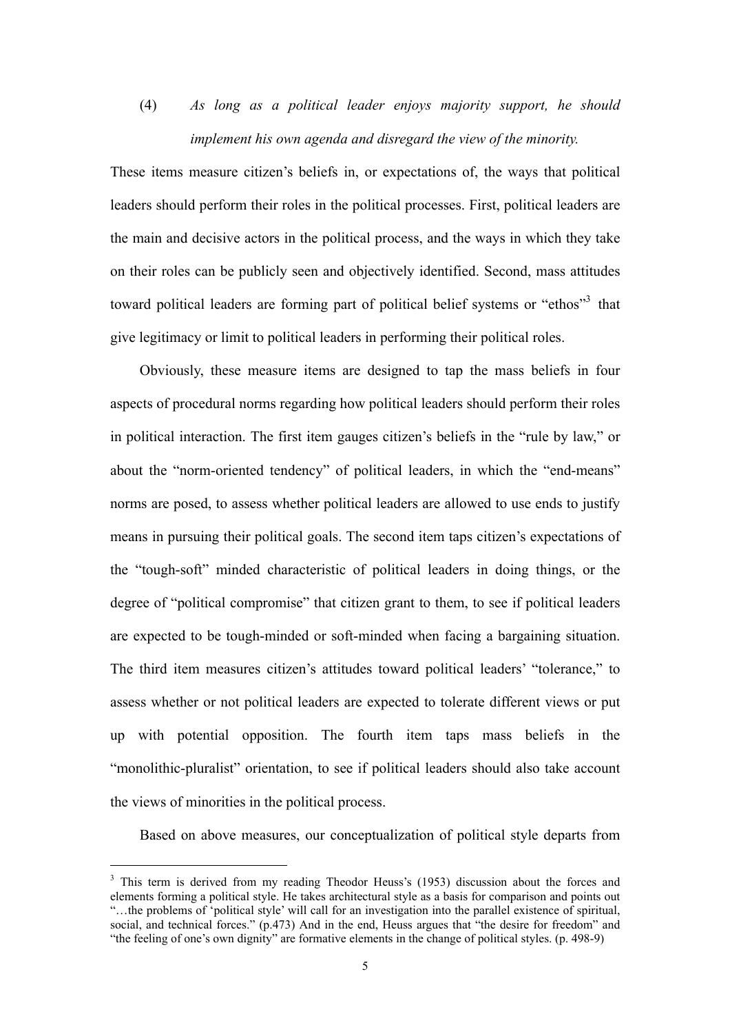(4) *As long as a political leader enjoys majority support, he should implement his own agenda and disregard the view of the minority.*

These items measure citizen's beliefs in, or expectations of, the ways that political leaders should perform their roles in the political processes. First, political leaders are the main and decisive actors in the political process, and the ways in which they take on their roles can be publicly seen and objectively identified. Second, mass attitudes toward political leaders are forming part of political belief systems or "ethos"[3] that give legitimacy or limit to political leaders in performing their political roles.

Obviously, these measure items are designed to tap the mass beliefs in four aspects of procedural norms regarding how political leaders should perform their roles in political interaction. The first item gauges citizen's beliefs in the "rule by law," or about the "norm-oriented tendency" of political leaders, in which the "end-means" norms are posed, to assess whether political leaders are allowed to use ends to justify means in pursuing their political goals. The second item taps citizen's expectations of the "tough-soft" minded characteristic of political leaders in doing things, or the degree of "political compromise" that citizen grant to them, to see if political leaders are expected to be tough-minded or soft-minded when facing a bargaining situation. The third item measures citizen's attitudes toward political leaders' "tolerance," to assess whether or not political leaders are expected to tolerate different views or put up with potential opposition. The fourth item taps mass beliefs in the "monolithic-pluralist" orientation, to see if political leaders should also take account the views of minorities in the political process.

Based on above measures, our conceptualization of political style departs from

[3] This term is derived from my reading Theodor Heuss's (1953) discussion about the forces and elements forming a political style. He takes architectural style as a basis for comparison and points out "…the problems of 'political style' will call for an investigation into the parallel existence of spiritual, social, and technical forces." (p.473) And in the end, Heuss argues that "the desire for freedom" and "the feeling of one's own dignity" are formative elements in the change of political styles. (p. 498-9)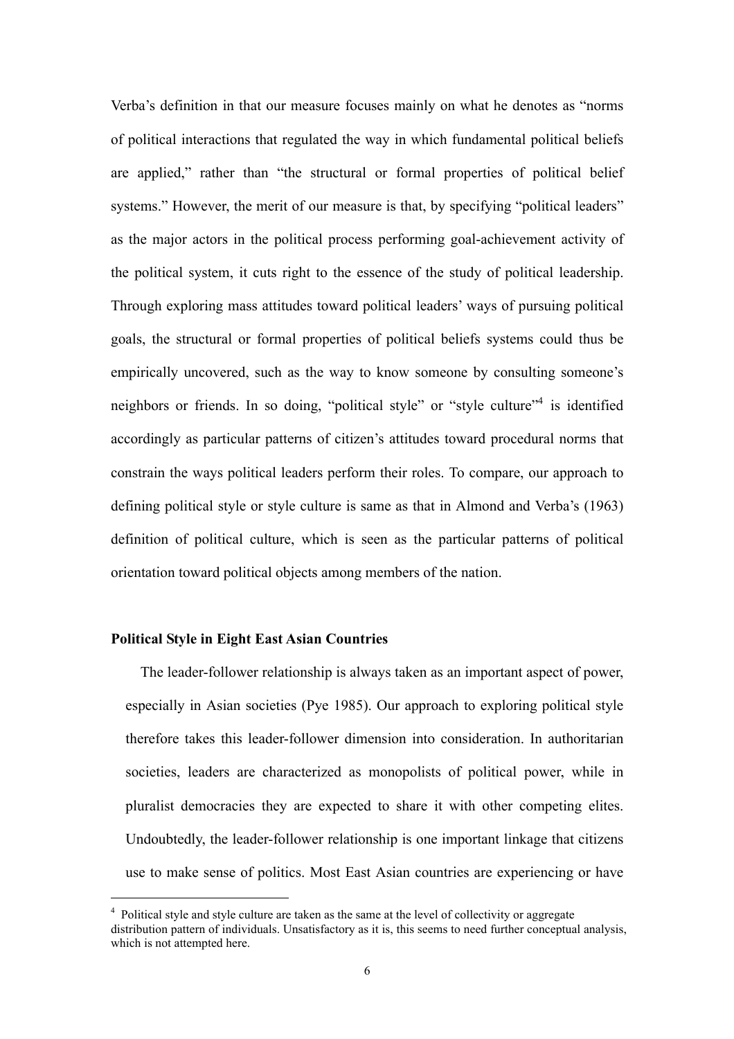Verba's definition in that our measure focuses mainly on what he denotes as "norms of political interactions that regulated the way in which fundamental political beliefs are applied," rather than "the structural or formal properties of political belief systems." However, the merit of our measure is that, by specifying "political leaders" as the major actors in the political process performing goal-achievement activity of the political system, it cuts right to the essence of the study of political leadership. Through exploring mass attitudes toward political leaders' ways of pursuing political goals, the structural or formal properties of political beliefs systems could thus be empirically uncovered, such as the way to know someone by consulting someone's neighbors or friends. In so doing, "political style" or "style culture"[4] is identified accordingly as particular patterns of citizen's attitudes toward procedural norms that constrain the ways political leaders perform their roles. To compare, our approach to defining political style or style culture is same as that in Almond and Verba's (1963) definition of political culture, which is seen as the particular patterns of political orientation toward political objects among members of the nation.

**Political Style in Eight East Asian Countries**

The leader-follower relationship is always taken as an important aspect of power, especially in Asian societies (Pye 1985). Our approach to exploring political style therefore takes this leader-follower dimension into consideration. In authoritarian societies, leaders are characterized as monopolists of political power, while in pluralist democracies they are expected to share it with other competing elites. Undoubtedly, the leader-follower relationship is one important linkage that citizens use to make sense of politics. Most East Asian countries are experiencing or have

[4] Political style and style culture are taken as the same at the level of collectivity or aggregate distribution pattern of individuals. Unsatisfactory as it is, this seems to need further conceptual analysis, which is not attempted here.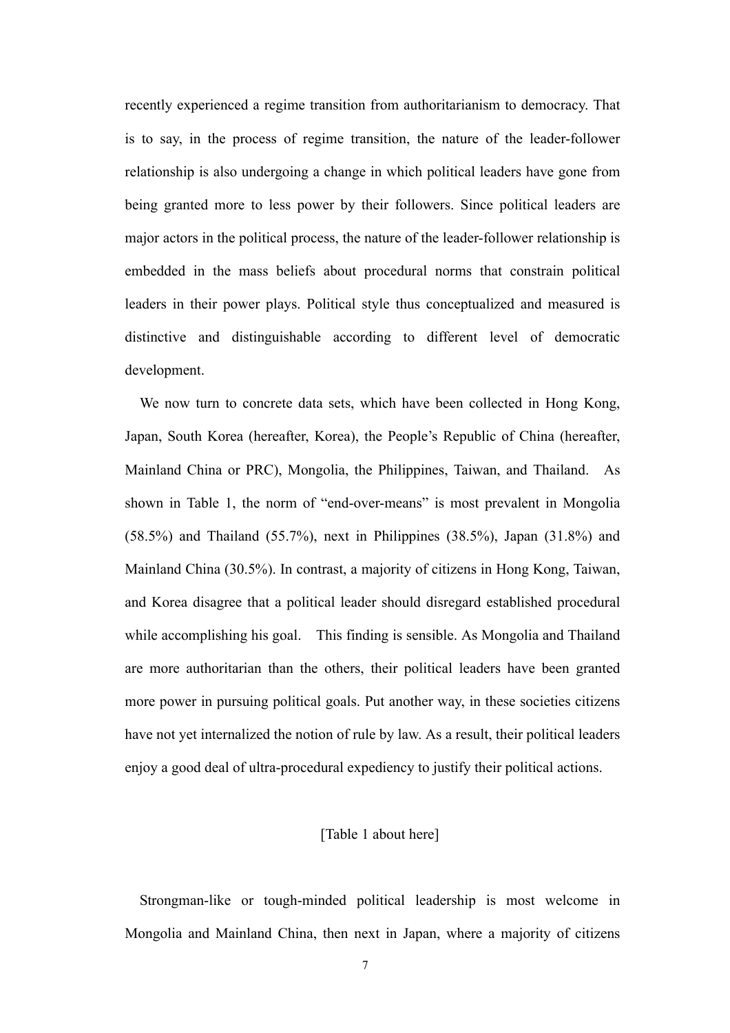recently experienced a regime transition from authoritarianism to democracy. That is to say, in the process of regime transition, the nature of the leader-follower relationship is also undergoing a change in which political leaders have gone from being granted more to less power by their followers. Since political leaders are major actors in the political process, the nature of the leader-follower relationship is embedded in the mass beliefs about procedural norms that constrain political leaders in their power plays. Political style thus conceptualized and measured is distinctive and distinguishable according to different level of democratic development.

We now turn to concrete data sets, which have been collected in Hong Kong, Japan, South Korea (hereafter, Korea), the People's Republic of China (hereafter, Mainland China or PRC), Mongolia, the Philippines, Taiwan, and Thailand. As shown in Table 1, the norm of "end-over-means" is most prevalent in Mongolia (58.5%) and Thailand (55.7%), next in Philippines (38.5%), Japan (31.8%) and Mainland China (30.5%). In contrast, a majority of citizens in Hong Kong, Taiwan, and Korea disagree that a political leader should disregard established procedural while accomplishing his goal. This finding is sensible. As Mongolia and Thailand are more authoritarian than the others, their political leaders have been granted more power in pursuing political goals. Put another way, in these societies citizens have not yet internalized the notion of rule by law. As a result, their political leaders enjoy a good deal of ultra-procedural expediency to justify their political actions.

[Table 1 about here]

Strongman-like or tough-minded political leadership is most welcome in Mongolia and Mainland China, then next in Japan, where a majority of citizens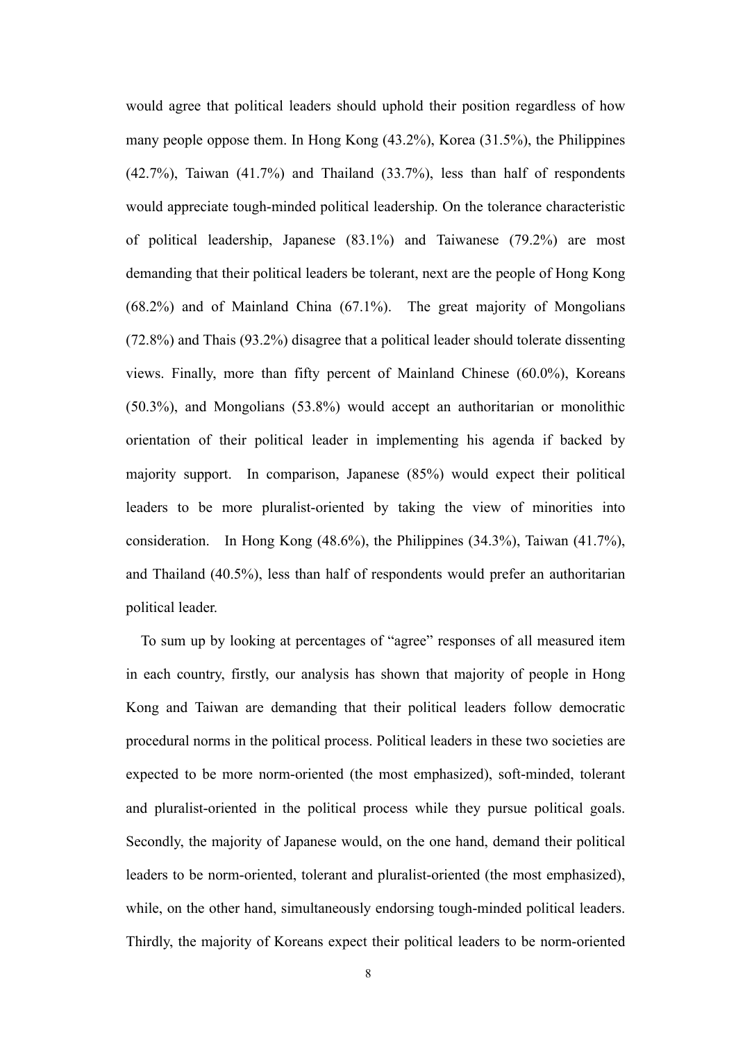would agree that political leaders should uphold their position regardless of how many people oppose them. In Hong Kong (43.2%), Korea (31.5%), the Philippines (42.7%), Taiwan (41.7%) and Thailand (33.7%), less than half of respondents would appreciate tough-minded political leadership. On the tolerance characteristic of political leadership, Japanese (83.1%) and Taiwanese (79.2%) are most demanding that their political leaders be tolerant, next are the people of Hong Kong (68.2%) and of Mainland China (67.1%). The great majority of Mongolians (72.8%) and Thais (93.2%) disagree that a political leader should tolerate dissenting views. Finally, more than fifty percent of Mainland Chinese (60.0%), Koreans (50.3%), and Mongolians (53.8%) would accept an authoritarian or monolithic orientation of their political leader in implementing his agenda if backed by majority support. In comparison, Japanese (85%) would expect their political leaders to be more pluralist-oriented by taking the view of minorities into consideration. In Hong Kong (48.6%), the Philippines (34.3%), Taiwan (41.7%), and Thailand (40.5%), less than half of respondents would prefer an authoritarian political leader.

To sum up by looking at percentages of "agree" responses of all measured item in each country, firstly, our analysis has shown that majority of people in Hong Kong and Taiwan are demanding that their political leaders follow democratic procedural norms in the political process. Political leaders in these two societies are expected to be more norm-oriented (the most emphasized), soft-minded, tolerant and pluralist-oriented in the political process while they pursue political goals. Secondly, the majority of Japanese would, on the one hand, demand their political leaders to be norm-oriented, tolerant and pluralist-oriented (the most emphasized), while, on the other hand, simultaneously endorsing tough-minded political leaders. Thirdly, the majority of Koreans expect their political leaders to be norm-oriented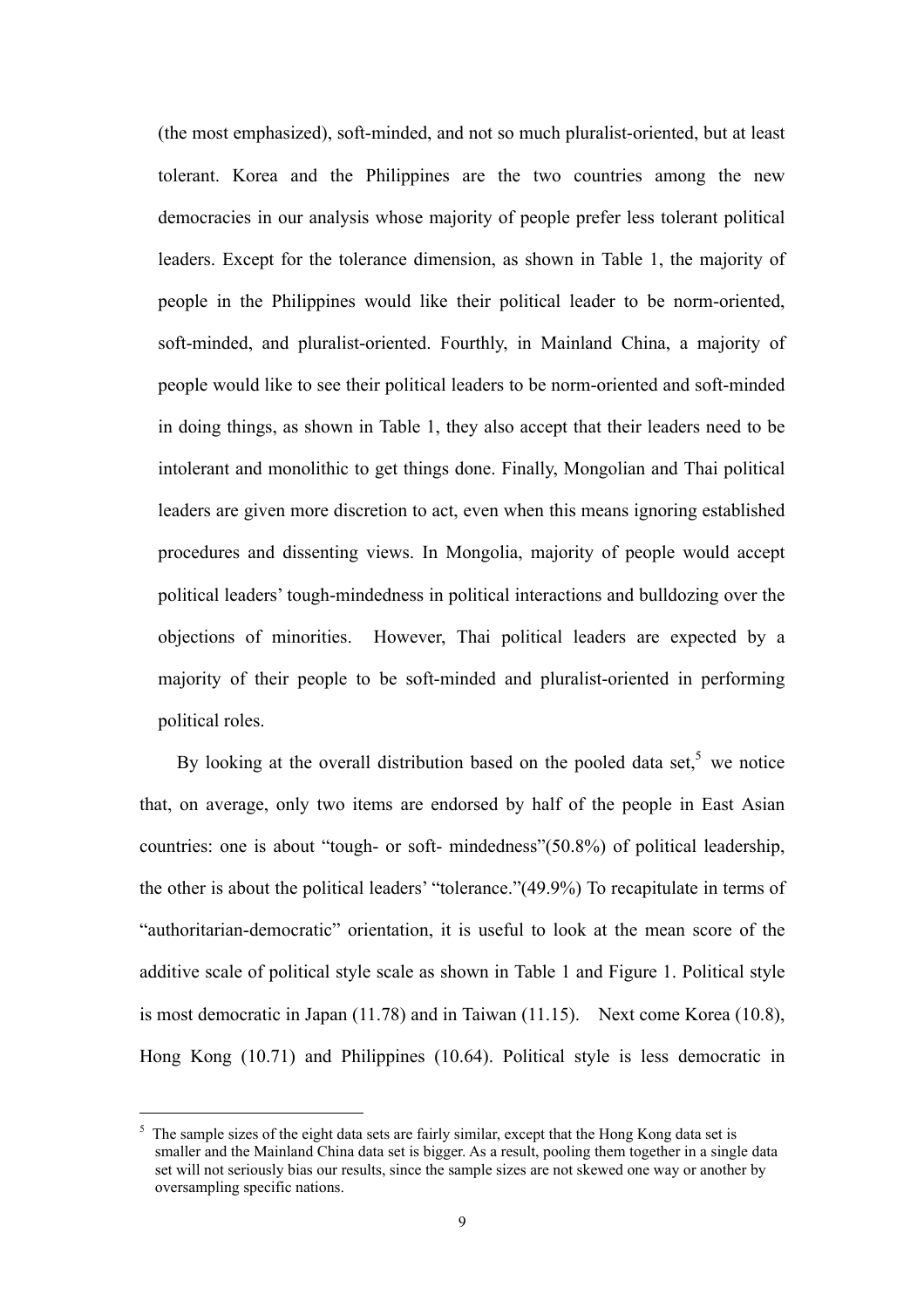(the most emphasized), soft-minded, and not so much pluralist-oriented, but at least tolerant. Korea and the Philippines are the two countries among the new democracies in our analysis whose majority of people prefer less tolerant political leaders. Except for the tolerance dimension, as shown in Table 1, the majority of people in the Philippines would like their political leader to be norm-oriented, soft-minded, and pluralist-oriented. Fourthly, in Mainland China, a majority of people would like to see their political leaders to be norm-oriented and soft-minded in doing things, as shown in Table 1, they also accept that their leaders need to be intolerant and monolithic to get things done. Finally, Mongolian and Thai political leaders are given more discretion to act, even when this means ignoring established procedures and dissenting views. In Mongolia, majority of people would accept political leaders' tough-mindedness in political interactions and bulldozing over the objections of minorities. However, Thai political leaders are expected by a majority of their people to be soft-minded and pluralist-oriented in performing political roles.

By looking at the overall distribution based on the pooled data set,[5] we notice that, on average, only two items are endorsed by half of the people in East Asian countries: one is about "tough- or soft- mindedness"(50.8%) of political leadership, the other is about the political leaders' "tolerance."(49.9%) To recapitulate in terms of "authoritarian-democratic" orientation, it is useful to look at the mean score of the additive scale of political style scale as shown in Table 1 and Figure 1. Political style is most democratic in Japan (11.78) and in Taiwan (11.15). Next come Korea (10.8), Hong Kong (10.71) and Philippines (10.64). Political style is less democratic in

[5] The sample sizes of the eight data sets are fairly similar, except that the Hong Kong data set is smaller and the Mainland China data set is bigger. As a result, pooling them together in a single data set will not seriously bias our results, since the sample sizes are not skewed one way or another by oversampling specific nations.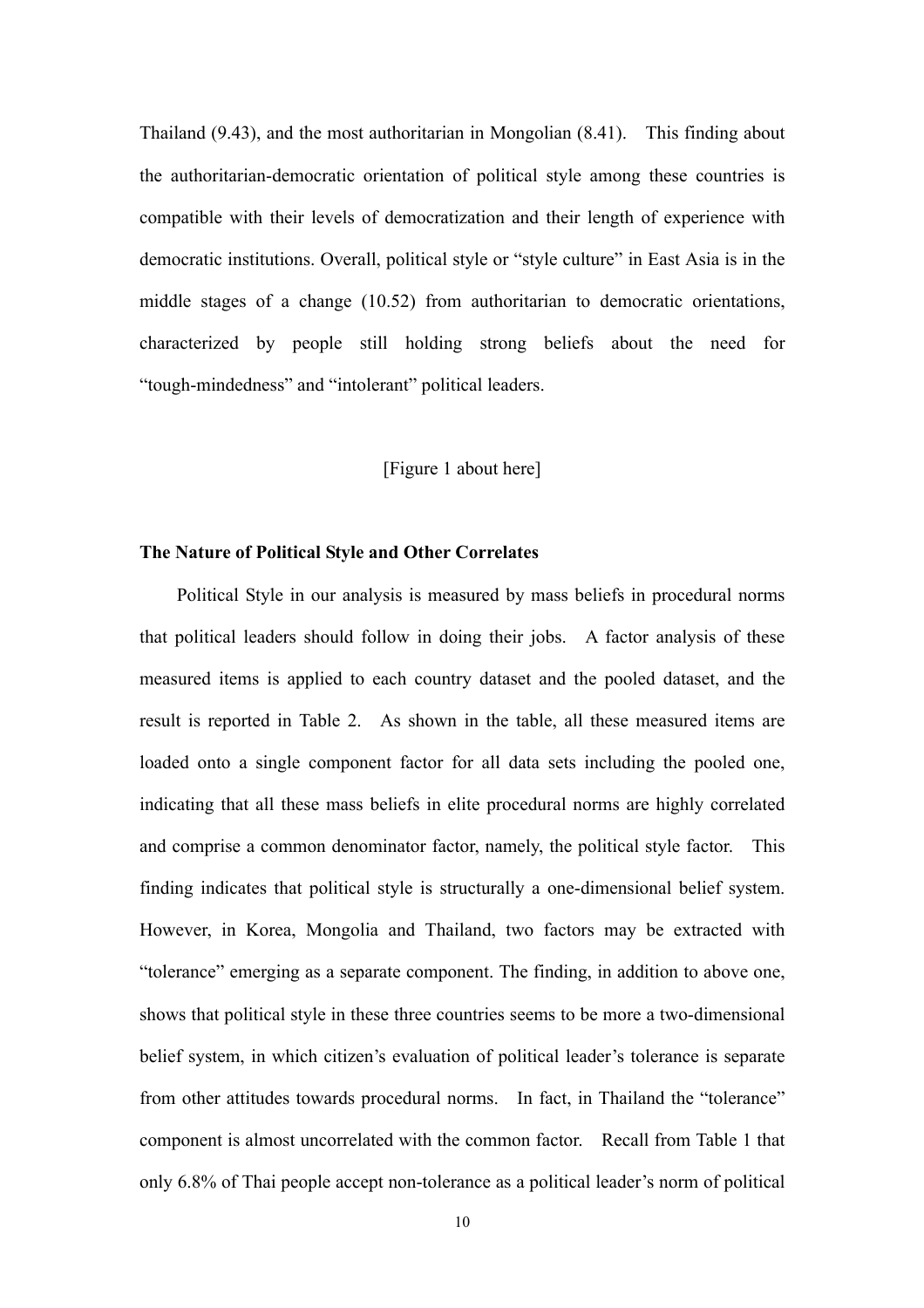Thailand (9.43), and the most authoritarian in Mongolian (8.41). This finding about the authoritarian-democratic orientation of political style among these countries is compatible with their levels of democratization and their length of experience with democratic institutions. Overall, political style or "style culture" in East Asia is in the middle stages of a change (10.52) from authoritarian to democratic orientations, characterized by people still holding strong beliefs about the need for "tough-mindedness" and "intolerant" political leaders.

[Figure 1 about here]

**The Nature of Political Style and Other Correlates**

Political Style in our analysis is measured by mass beliefs in procedural norms that political leaders should follow in doing their jobs. A factor analysis of these measured items is applied to each country dataset and the pooled dataset, and the result is reported in Table 2. As shown in the table, all these measured items are loaded onto a single component factor for all data sets including the pooled one, indicating that all these mass beliefs in elite procedural norms are highly correlated and comprise a common denominator factor, namely, the political style factor. This finding indicates that political style is structurally a one-dimensional belief system. However, in Korea, Mongolia and Thailand, two factors may be extracted with "tolerance" emerging as a separate component. The finding, in addition to above one, shows that political style in these three countries seems to be more a two-dimensional belief system, in which citizen's evaluation of political leader's tolerance is separate from other attitudes towards procedural norms. In fact, in Thailand the "tolerance" component is almost uncorrelated with the common factor. Recall from Table 1 that only 6.8% of Thai people accept non-tolerance as a political leader's norm of political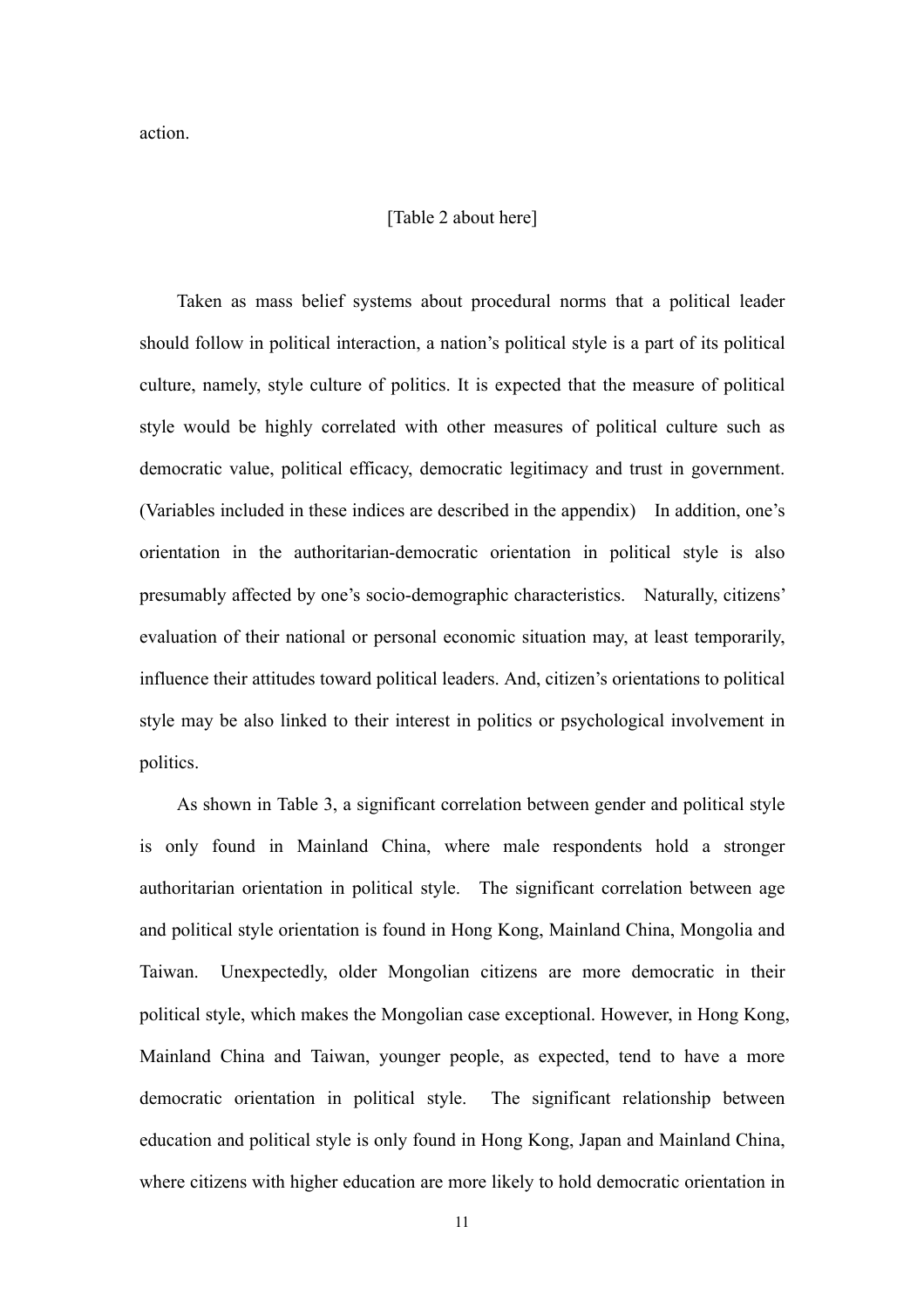action.

[Table 2 about here]

Taken as mass belief systems about procedural norms that a political leader should follow in political interaction, a nation's political style is a part of its political culture, namely, style culture of politics. It is expected that the measure of political style would be highly correlated with other measures of political culture such as democratic value, political efficacy, democratic legitimacy and trust in government. (Variables included in these indices are described in the appendix) In addition, one's orientation in the authoritarian-democratic orientation in political style is also presumably affected by one's socio-demographic characteristics. Naturally, citizens' evaluation of their national or personal economic situation may, at least temporarily, influence their attitudes toward political leaders. And, citizen's orientations to political style may be also linked to their interest in politics or psychological involvement in politics.

As shown in Table 3, a significant correlation between gender and political style is only found in Mainland China, where male respondents hold a stronger authoritarian orientation in political style. The significant correlation between age and political style orientation is found in Hong Kong, Mainland China, Mongolia and Taiwan. Unexpectedly, older Mongolian citizens are more democratic in their political style, which makes the Mongolian case exceptional. However, in Hong Kong, Mainland China and Taiwan, younger people, as expected, tend to have a more democratic orientation in political style. The significant relationship between education and political style is only found in Hong Kong, Japan and Mainland China, where citizens with higher education are more likely to hold democratic orientation in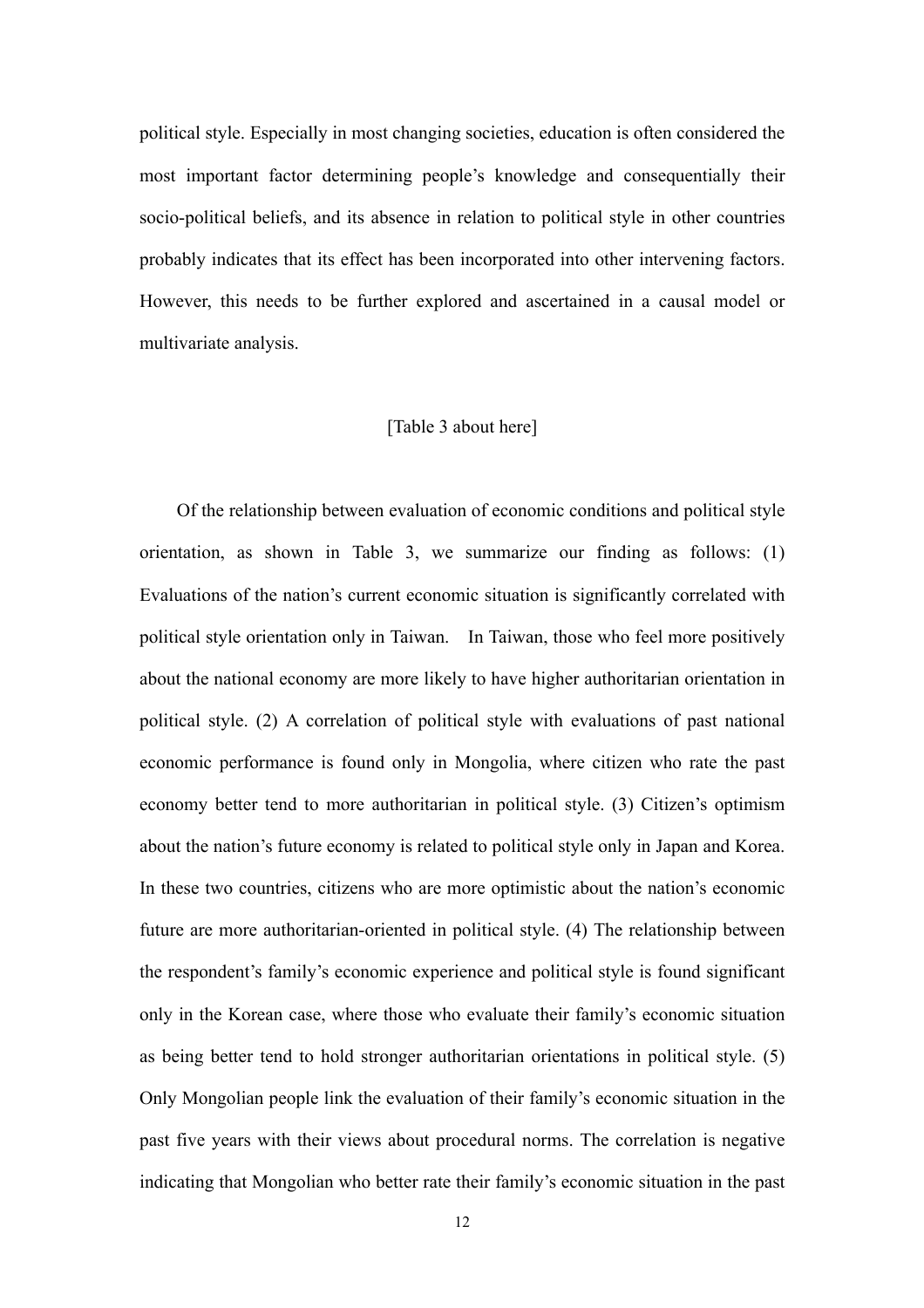political style. Especially in most changing societies, education is often considered the most important factor determining people's knowledge and consequentially their socio-political beliefs, and its absence in relation to political style in other countries probably indicates that its effect has been incorporated into other intervening factors. However, this needs to be further explored and ascertained in a causal model or multivariate analysis.

[Table 3 about here]

Of the relationship between evaluation of economic conditions and political style orientation, as shown in Table 3, we summarize our finding as follows: (1) Evaluations of the nation's current economic situation is significantly correlated with political style orientation only in Taiwan. In Taiwan, those who feel more positively about the national economy are more likely to have higher authoritarian orientation in political style. (2) A correlation of political style with evaluations of past national economic performance is found only in Mongolia, where citizen who rate the past economy better tend to more authoritarian in political style. (3) Citizen's optimism about the nation's future economy is related to political style only in Japan and Korea. In these two countries, citizens who are more optimistic about the nation's economic future are more authoritarian-oriented in political style. (4) The relationship between the respondent's family's economic experience and political style is found significant only in the Korean case, where those who evaluate their family's economic situation as being better tend to hold stronger authoritarian orientations in political style. (5) Only Mongolian people link the evaluation of their family's economic situation in the past five years with their views about procedural norms. The correlation is negative indicating that Mongolian who better rate their family's economic situation in the past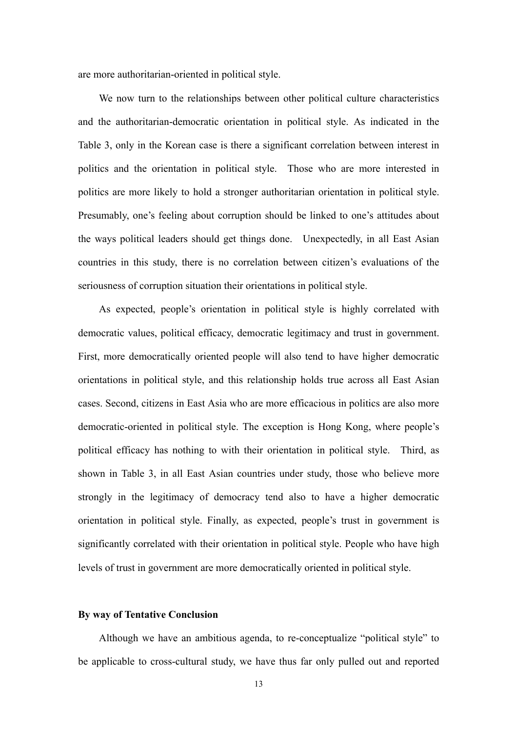are more authoritarian-oriented in political style.

We now turn to the relationships between other political culture characteristics and the authoritarian-democratic orientation in political style. As indicated in the Table 3, only in the Korean case is there a significant correlation between interest in politics and the orientation in political style. Those who are more interested in politics are more likely to hold a stronger authoritarian orientation in political style. Presumably, one's feeling about corruption should be linked to one's attitudes about the ways political leaders should get things done. Unexpectedly, in all East Asian countries in this study, there is no correlation between citizen's evaluations of the seriousness of corruption situation their orientations in political style.

As expected, people's orientation in political style is highly correlated with democratic values, political efficacy, democratic legitimacy and trust in government. First, more democratically oriented people will also tend to have higher democratic orientations in political style, and this relationship holds true across all East Asian cases. Second, citizens in East Asia who are more efficacious in politics are also more democratic-oriented in political style. The exception is Hong Kong, where people's political efficacy has nothing to with their orientation in political style. Third, as shown in Table 3, in all East Asian countries under study, those who believe more strongly in the legitimacy of democracy tend also to have a higher democratic orientation in political style. Finally, as expected, people's trust in government is significantly correlated with their orientation in political style. People who have high levels of trust in government are more democratically oriented in political style.

**By way of Tentative Conclusion**

Although we have an ambitious agenda, to re-conceptualize "political style" to be applicable to cross-cultural study, we have thus far only pulled out and reported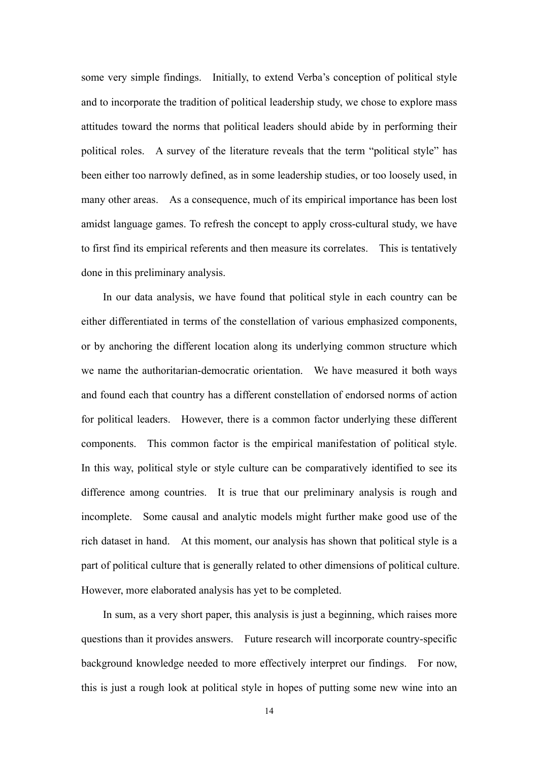some very simple findings. Initially, to extend Verba's conception of political style and to incorporate the tradition of political leadership study, we chose to explore mass attitudes toward the norms that political leaders should abide by in performing their political roles. A survey of the literature reveals that the term "political style" has been either too narrowly defined, as in some leadership studies, or too loosely used, in many other areas. As a consequence, much of its empirical importance has been lost amidst language games. To refresh the concept to apply cross-cultural study, we have to first find its empirical referents and then measure its correlates. This is tentatively done in this preliminary analysis.

In our data analysis, we have found that political style in each country can be either differentiated in terms of the constellation of various emphasized components, or by anchoring the different location along its underlying common structure which we name the authoritarian-democratic orientation. We have measured it both ways and found each that country has a different constellation of endorsed norms of action for political leaders. However, there is a common factor underlying these different components. This common factor is the empirical manifestation of political style. In this way, political style or style culture can be comparatively identified to see its difference among countries. It is true that our preliminary analysis is rough and incomplete. Some causal and analytic models might further make good use of the rich dataset in hand. At this moment, our analysis has shown that political style is a part of political culture that is generally related to other dimensions of political culture. However, more elaborated analysis has yet to be completed.

In sum, as a very short paper, this analysis is just a beginning, which raises more questions than it provides answers. Future research will incorporate country-specific background knowledge needed to more effectively interpret our findings. For now, this is just a rough look at political style in hopes of putting some new wine into an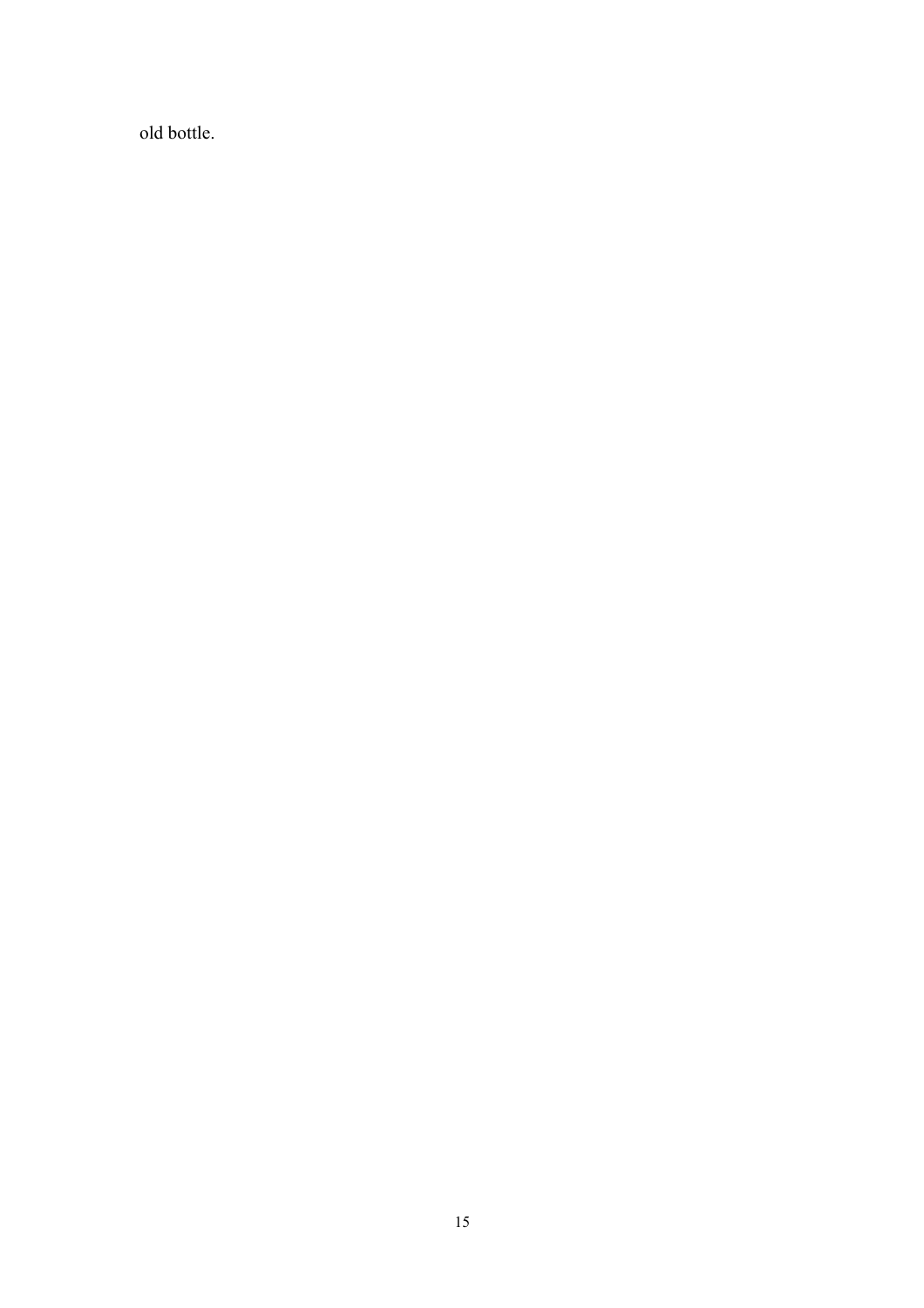old bottle.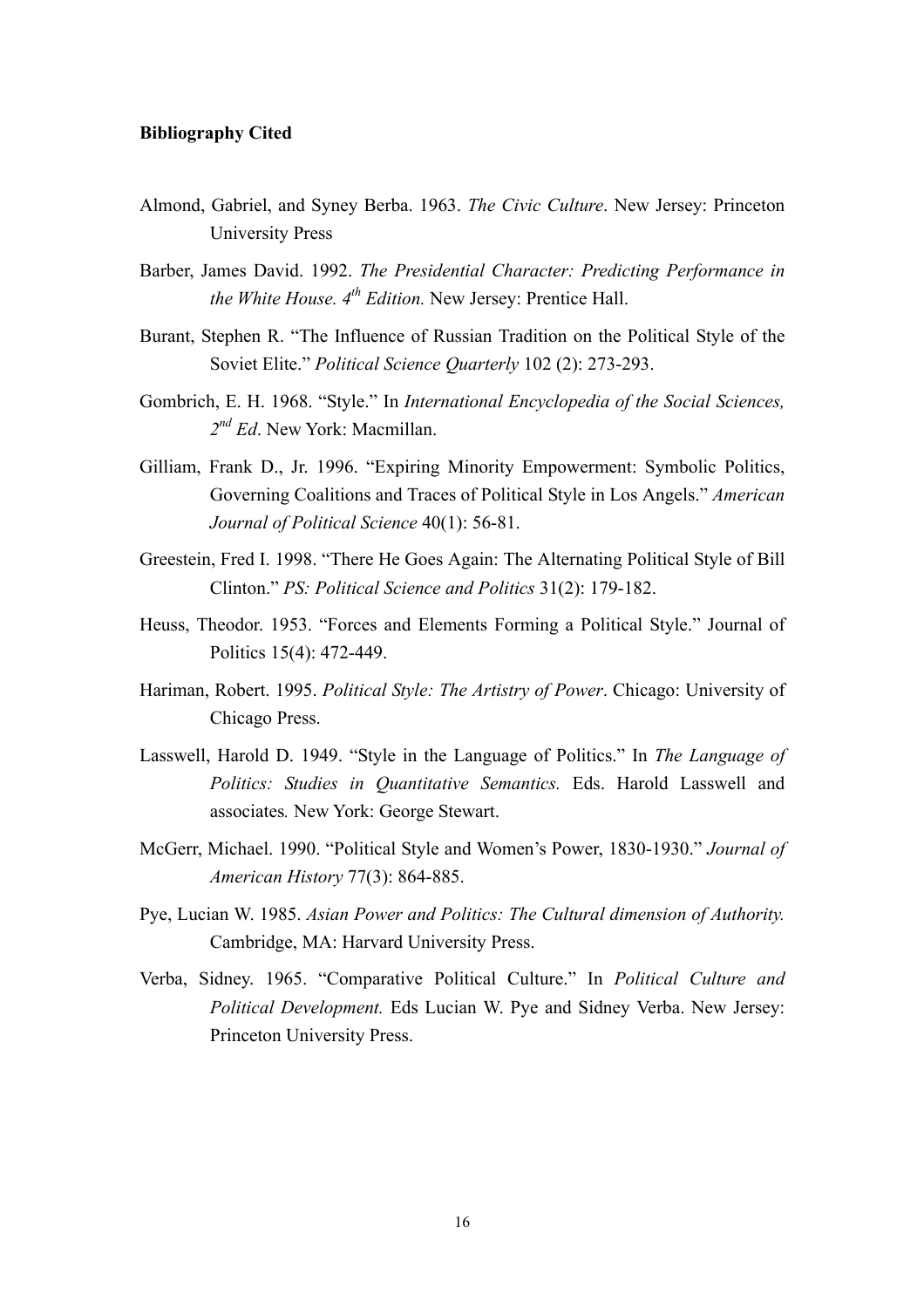**Bibliography Cited**

Almond, Gabriel, and Syney Berba. 1963. *The Civic Culture*. New Jersey: Princeton University Press

Barber, James David. 1992. *The Presidential Character: Predicting Performance in the White House. 4th Edition.* New Jersey: Prentice Hall.

Burant, Stephen R. "The Influence of Russian Tradition on the Political Style of the Soviet Elite." *Political Science Quarterly* 102 (2): 273-293.

Gombrich, E. H. 1968. "Style." In *International Encyclopedia of the Social Sciences, 2nd Ed*. New York: Macmillan.

Gilliam, Frank D., Jr. 1996. "Expiring Minority Empowerment: Symbolic Politics, Governing Coalitions and Traces of Political Style in Los Angels." *American Journal of Political Science* 40(1): 56-81.

Greestein, Fred I. 1998. "There He Goes Again: The Alternating Political Style of Bill Clinton." *PS: Political Science and Politics* 31(2): 179-182.

Heuss, Theodor. 1953. "Forces and Elements Forming a Political Style." Journal of Politics 15(4): 472-449.

Hariman, Robert. 1995. *Political Style: The Artistry of Power*. Chicago: University of Chicago Press.

Lasswell, Harold D. 1949. "Style in the Language of Politics." In *The Language of Politics: Studies in Quantitative Semantics.* Eds. Harold Lasswell and associates*.* New York: George Stewart.

McGerr, Michael. 1990. "Political Style and Women's Power, 1830-1930." *Journal of American History* 77(3): 864-885.

Pye, Lucian W. 1985. *Asian Power and Politics: The Cultural dimension of Authority.* Cambridge, MA: Harvard University Press.

Verba, Sidney. 1965. "Comparative Political Culture." In *Political Culture and Political Development.* Eds Lucian W. Pye and Sidney Verba. New Jersey: Princeton University Press.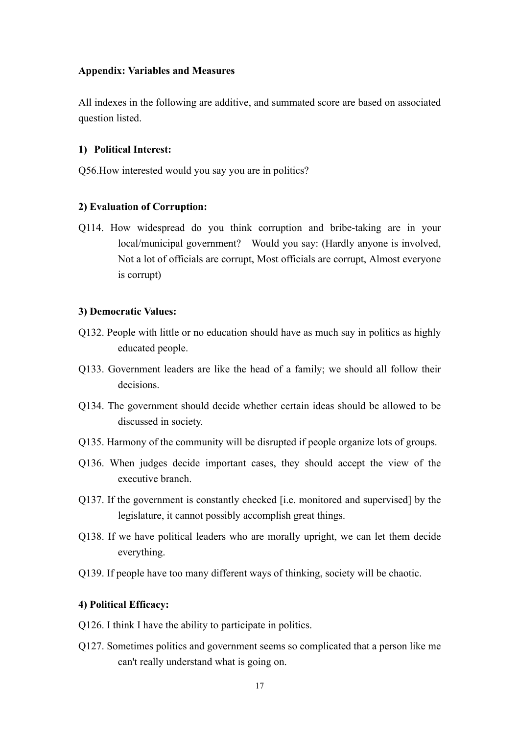**Appendix: Variables and Measures**

All indexes in the following are additive, and summated score are based on associated question listed.

**1) Political Interest:**

Q56.How interested would you say you are in politics?

**2) Evaluation of Corruption:**

Q114. How widespread do you think corruption and bribe-taking are in your local/municipal government? Would you say: (Hardly anyone is involved, Not a lot of officials are corrupt, Most officials are corrupt, Almost everyone is corrupt)

**3) Democratic Values:**

Q132. People with little or no education should have as much say in politics as highly educated people.

Q133. Government leaders are like the head of a family; we should all follow their decisions.

Q134. The government should decide whether certain ideas should be allowed to be discussed in society.

Q135. Harmony of the community will be disrupted if people organize lots of groups.

Q136. When judges decide important cases, they should accept the view of the executive branch.

Q137. If the government is constantly checked [i.e. monitored and supervised] by the legislature, it cannot possibly accomplish great things.

Q138. If we have political leaders who are morally upright, we can let them decide everything.

Q139. If people have too many different ways of thinking, society will be chaotic.

**4) Political Efficacy:**

Q126. I think I have the ability to participate in politics.

Q127. Sometimes politics and government seems so complicated that a person like me can't really understand what is going on.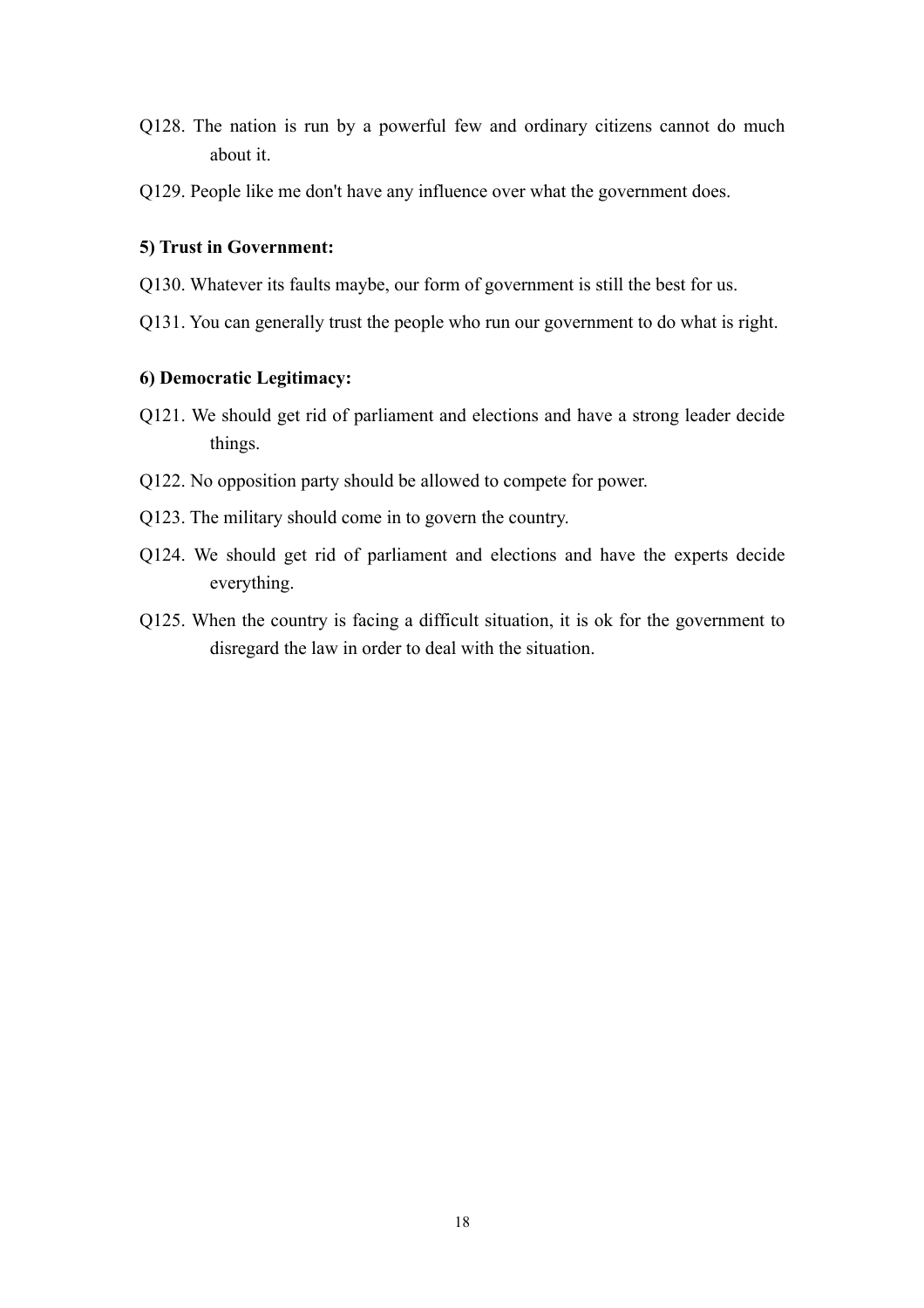Q128. The nation is run by a powerful few and ordinary citizens cannot do much about it.

Q129. People like me don't have any influence over what the government does.

**5) Trust in Government:**

Q130. Whatever its faults maybe, our form of government is still the best for us.

Q131. You can generally trust the people who run our government to do what is right.

**6) Democratic Legitimacy:**

Q121. We should get rid of parliament and elections and have a strong leader decide things.

Q122. No opposition party should be allowed to compete for power.

Q123. The military should come in to govern the country.

Q124. We should get rid of parliament and elections and have the experts decide everything.

Q125. When the country is facing a difficult situation, it is ok for the government to disregard the law in order to deal with the situation.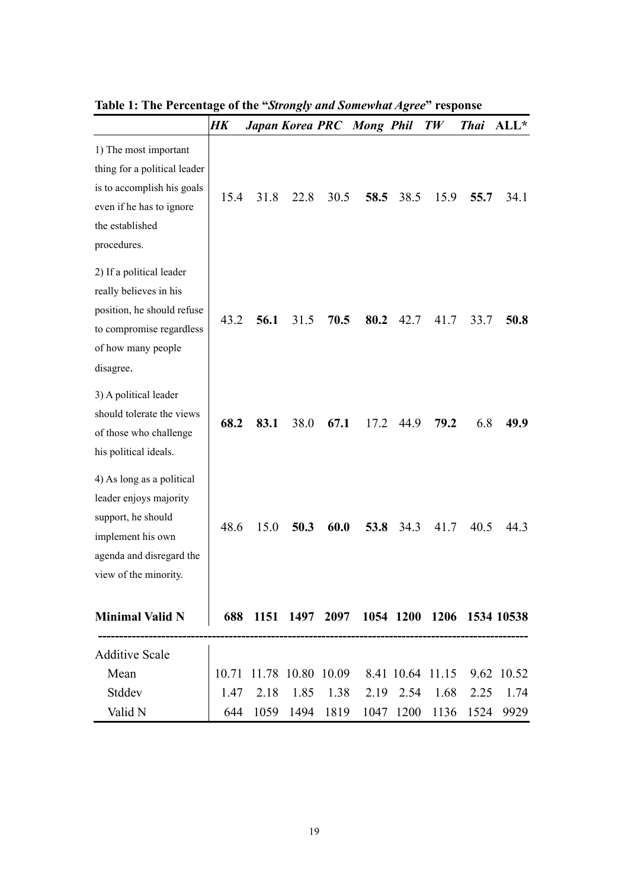**Table 1: The Percentage of the "*Strongly and Somewhat Agree*" response**

| | *HK* | *Japan* | *Korea* | *PRC* | *Mong* | *Phil* | *TW* | *Thai* | ALL* |
|---|---|---|---|---|---|---|---|---|---|
| 1) The most important thing for a political leader is to accomplish his goals even if he has to ignore the established procedures. | 15.4 | 31.8 | 22.8 | 30.5 | **58.5** | 38.5 | 15.9 | **55.7** | 34.1 |
| 2) If a political leader really believes in his position, he should refuse to compromise regardless of how many people disagree. | 43.2 | **56.1** | 31.5 | **70.5** | **80.2** | 42.7 | 41.7 | 33.7 | **50.8** |
| 3) A political leader should tolerate the views of those who challenge his political ideals. | **68.2** | **83.1** | 38.0 | **67.1** | 17.2 | 44.9 | **79.2** | 6.8 | **49.9** |
| 4) As long as a political leader enjoys majority support, he should implement his own agenda and disregard the view of the minority. | 48.6 | 15.0 | **50.3** | **60.0** | **53.8** | 34.3 | 41.7 | 40.5 | 44.3 |
| **Minimal Valid N** | **688** | **1151** | **1497** | **2097** | **1054** | **1200** | **1206** | **1534** | **10538** |
| Additive Scale | | | | | | | | | |
| Mean | 10.71 | 11.78 | 10.80 | 10.09 | 8.41 | 10.64 | 11.15 | 9.62 | 10.52 |
| Stddev | 1.47 | 2.18 | 1.85 | 1.38 | 2.19 | 2.54 | 1.68 | 2.25 | 1.74 |
| Valid N | 644 | 1059 | 1494 | 1819 | 1047 | 1200 | 1136 | 1524 | 9929 |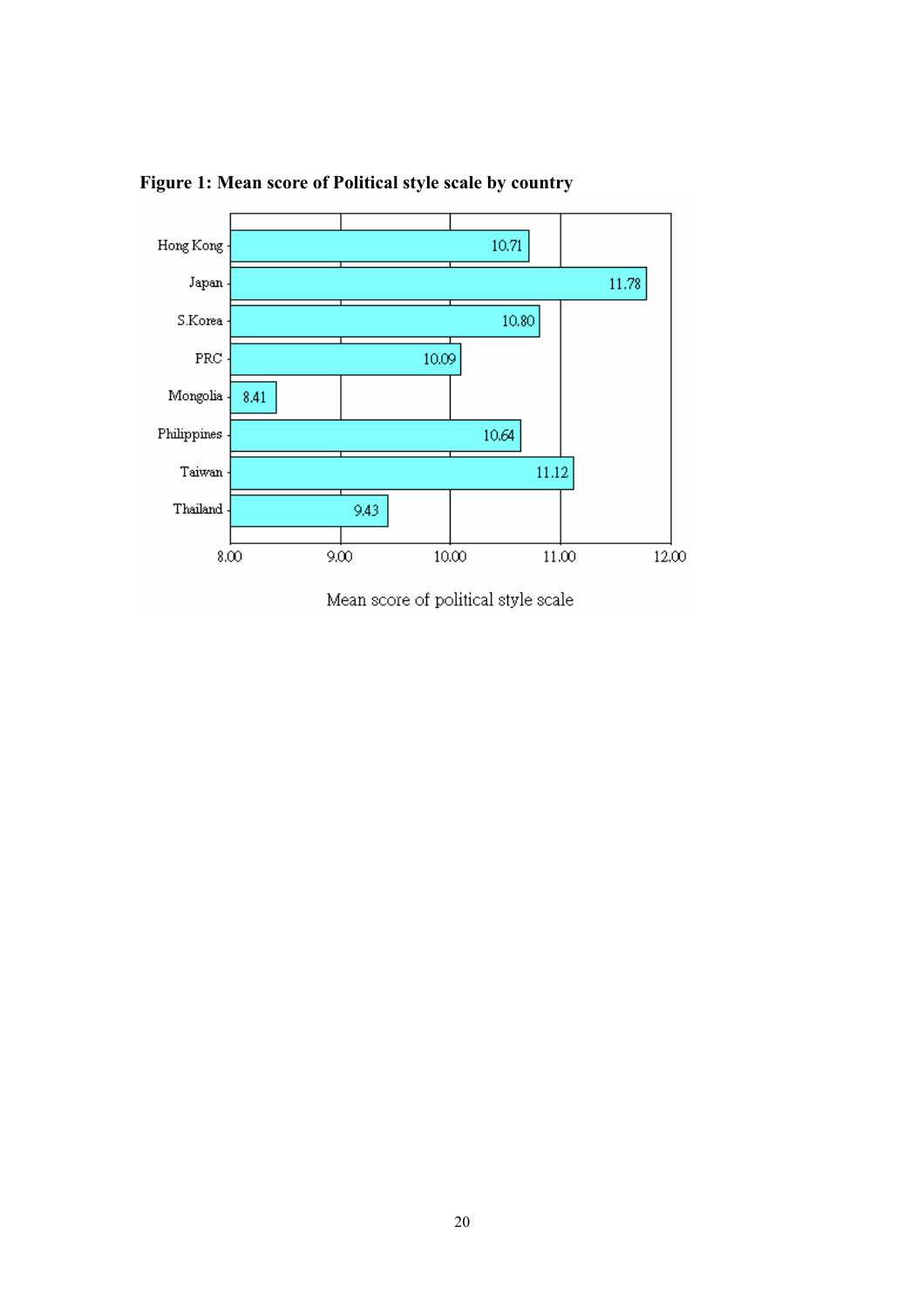**Figure 1: Mean score of Political style scale by country**

| Country | Mean score of political style scale |
|---|---|
| Hong Kong | 10.71 |
| Japan | 11.78 |
| S.Korea | 10.80 |
| PRC | 10.09 |
| Mongolia | 8.41 |
| Philippines | 10.64 |
| Taiwan | 11.12 |
| Thailand | 9.43 |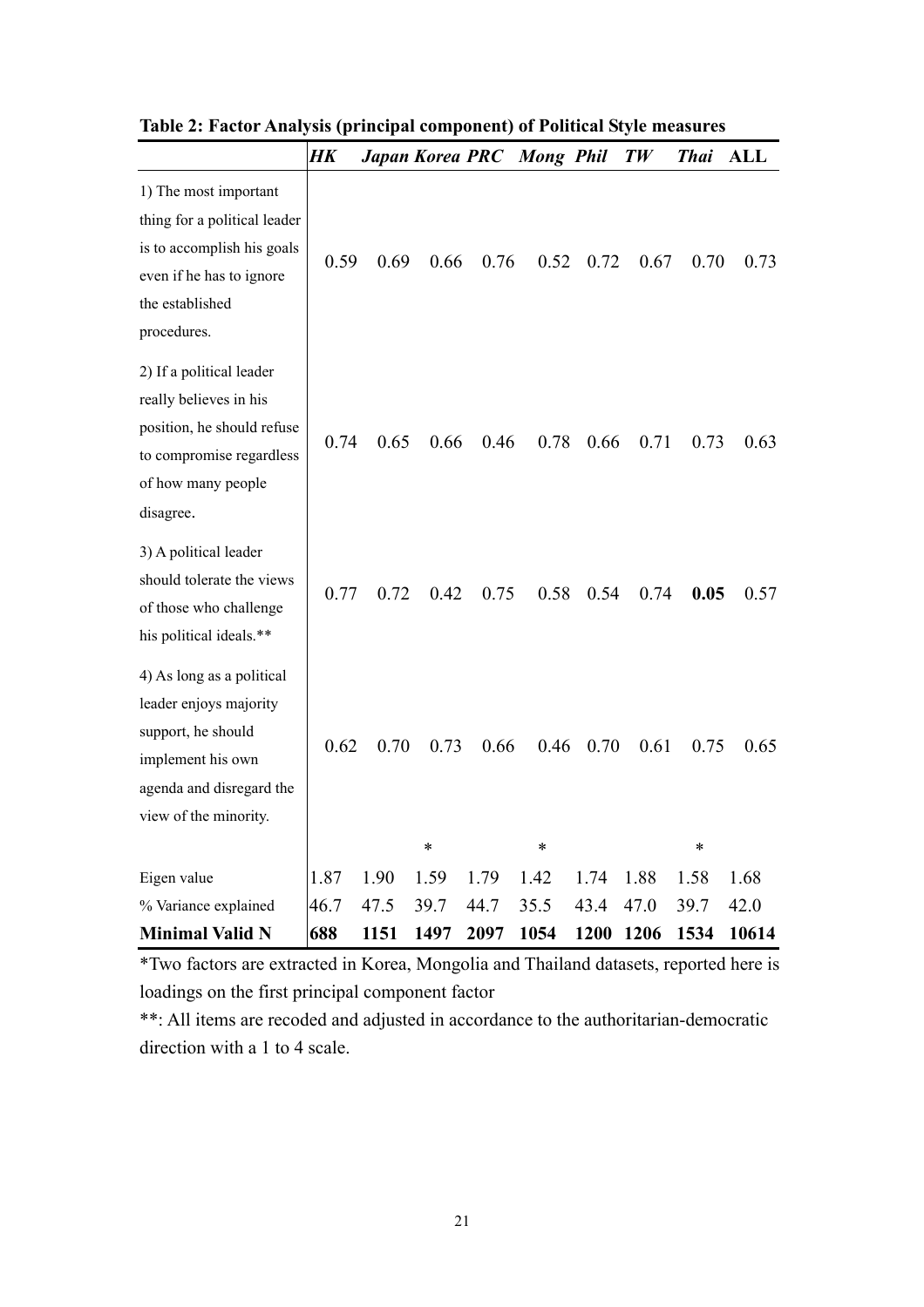**Table 2: Factor Analysis (principal component) of Political Style measures**

| | *HK* | *Japan* | *Korea* | *PRC* | *Mong* | *Phil* | *TW* | *Thai* | **ALL** |
|---|---|---|---|---|---|---|---|---|---|
| 1) The most important thing for a political leader is to accomplish his goals even if he has to ignore the established procedures. | 0.59 | 0.69 | 0.66 | 0.76 | 0.52 | 0.72 | 0.67 | 0.70 | 0.73 |
| 2) If a political leader really believes in his position, he should refuse to compromise regardless of how many people disagree. | 0.74 | 0.65 | 0.66 | 0.46 | 0.78 | 0.66 | 0.71 | 0.73 | 0.63 |
| 3) A political leader should tolerate the views of those who challenge his political ideals.** | 0.77 | 0.72 | 0.42 | 0.75 | 0.58 | 0.54 | 0.74 | **0.05** | 0.57 |
| 4) As long as a political leader enjoys majority support, he should implement his own agenda and disregard the view of the minority. | 0.62 | 0.70 | 0.73 | 0.66 | 0.46 | 0.70 | 0.61 | 0.75 | 0.65 |
| | | | * | | * | | | * | |
| Eigen value | 1.87 | 1.90 | 1.59 | 1.79 | 1.42 | 1.74 | 1.88 | 1.58 | 1.68 |
| % Variance explained | 46.7 | 47.5 | 39.7 | 44.7 | 35.5 | 43.4 | 47.0 | 39.7 | 42.0 |
| **Minimal Valid N** | **688** | **1151** | **1497** | **2097** | **1054** | **1200** | **1206** | **1534** | **10614** |

*Two factors are extracted in Korea, Mongolia and Thailand datasets, reported here is loadings on the first principal component factor

**: All items are recoded and adjusted in accordance to the authoritarian-democratic direction with a 1 to 4 scale.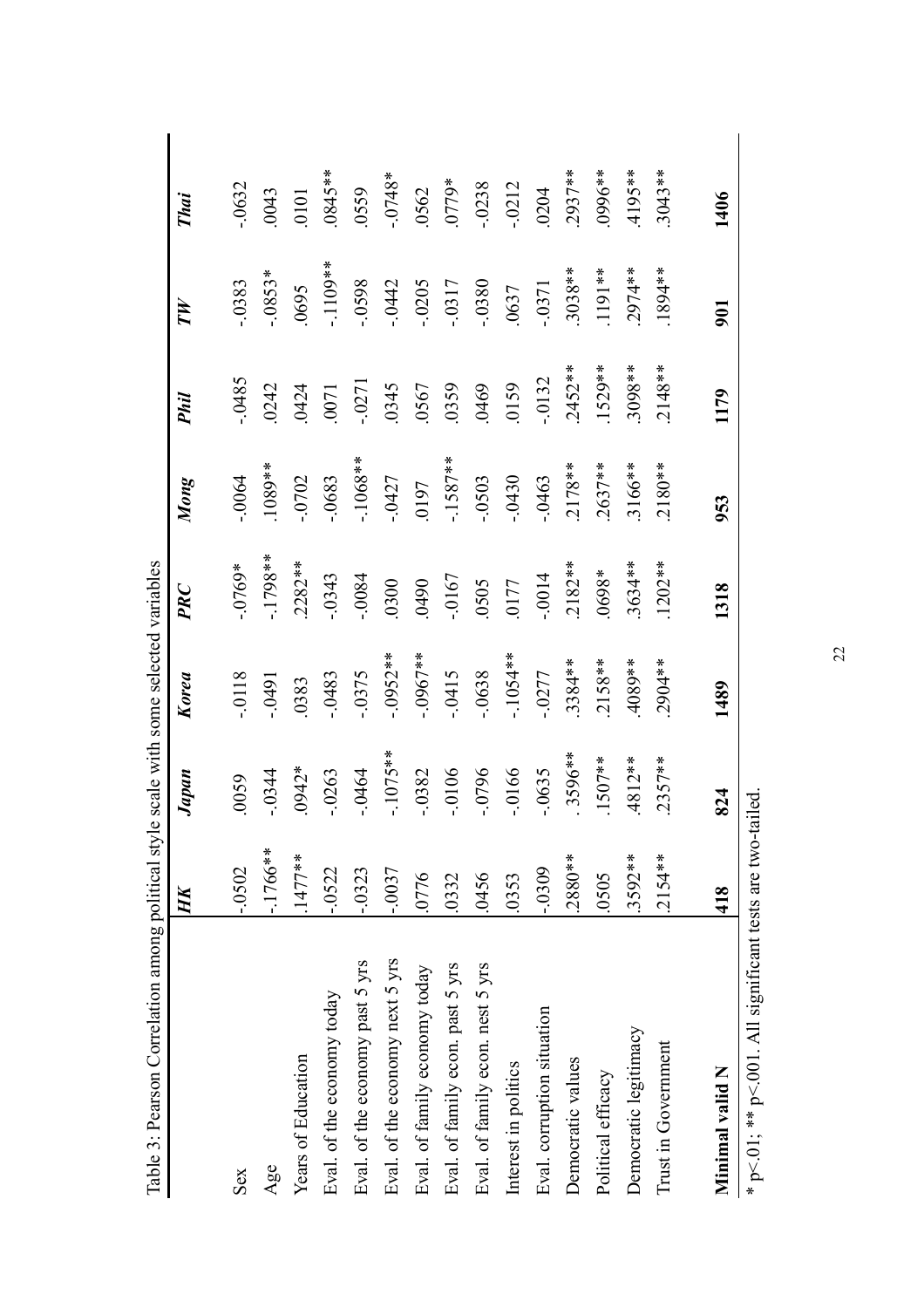Table 3: Pearson Correlation among political style scale with some selected variables

| | *HK* | *Japan* | *Korea* | *PRC* | *Mong* | *Phil* | *TW* | *Thai* |
|---|---|---|---|---|---|---|---|---|
| Sex | -.0502 | .0059 | -.0118 | -.0769* | -.0064 | -.0485 | -.0383 | -.0632 |
| Age | -.1766** | -.0344 | -.0491 | -.1798** | .1089** | .0242 | -.0853* | .0043 |
| Years of Education | .1477** | .0942* | .0383 | .2282** | -.0702 | .0424 | .0695 | .0101 |
| Eval. of the economy today | -.0522 | -.0263 | -.0483 | -.0343 | -.0683 | .0071 | -.1109** | .0845** |
| Eval. of the economy past 5 yrs | -.0323 | -.0464 | -.0375 | -.0084 | -.1068** | -.0271 | -.0598 | .0559 |
| Eval. of the economy next 5 yrs | -.0037 | -.1075** | -.0952** | .0300 | -.0427 | .0345 | -.0442 | -.0748* |
| Eval. of family economy today | .0776 | -.0382 | -.0967** | .0490 | .0197 | .0567 | -.0205 | .0562 |
| Eval. of family econ. past 5 yrs | .0332 | -.0106 | -.0415 | -.0167 | -.1587** | .0359 | -.0317 | .0779* |
| Eval. of family econ. nest 5 yrs | .0456 | -.0796 | -.0638 | .0505 | -.0503 | .0469 | -.0380 | -.0238 |
| Interest in politics | .0353 | -.0166 | -.1054** | .0177 | -.0430 | .0159 | .0637 | -.0212 |
| Eval. corruption situation | -.0309 | -.0635 | -.0277 | -.0014 | -.0463 | -.0132 | -.0371 | .0204 |
| Democratic values | .2880** | .3596** | .3384** | .2182** | .2178** | .2452** | .3038** | .2937** |
| Political efficacy | .0505 | .1507** | .2158** | .0698* | .2637** | .1529** | .1191** | .0996** |
| Democratic legitimacy | .3592** | .4812** | .4089** | .3634** | .3166** | .3098** | .2974** | .4195** |
| Trust in Government | .2154** | .2357** | .2904** | .1202** | .2180** | .2148** | .1894** | .3043** |
| **Minimal valid N** | **418** | **824** | **1489** | **1318** | **953** | **1179** | **901** | **1406** |

* p<.01; ** p<.001. All significant tests are two-tailed.